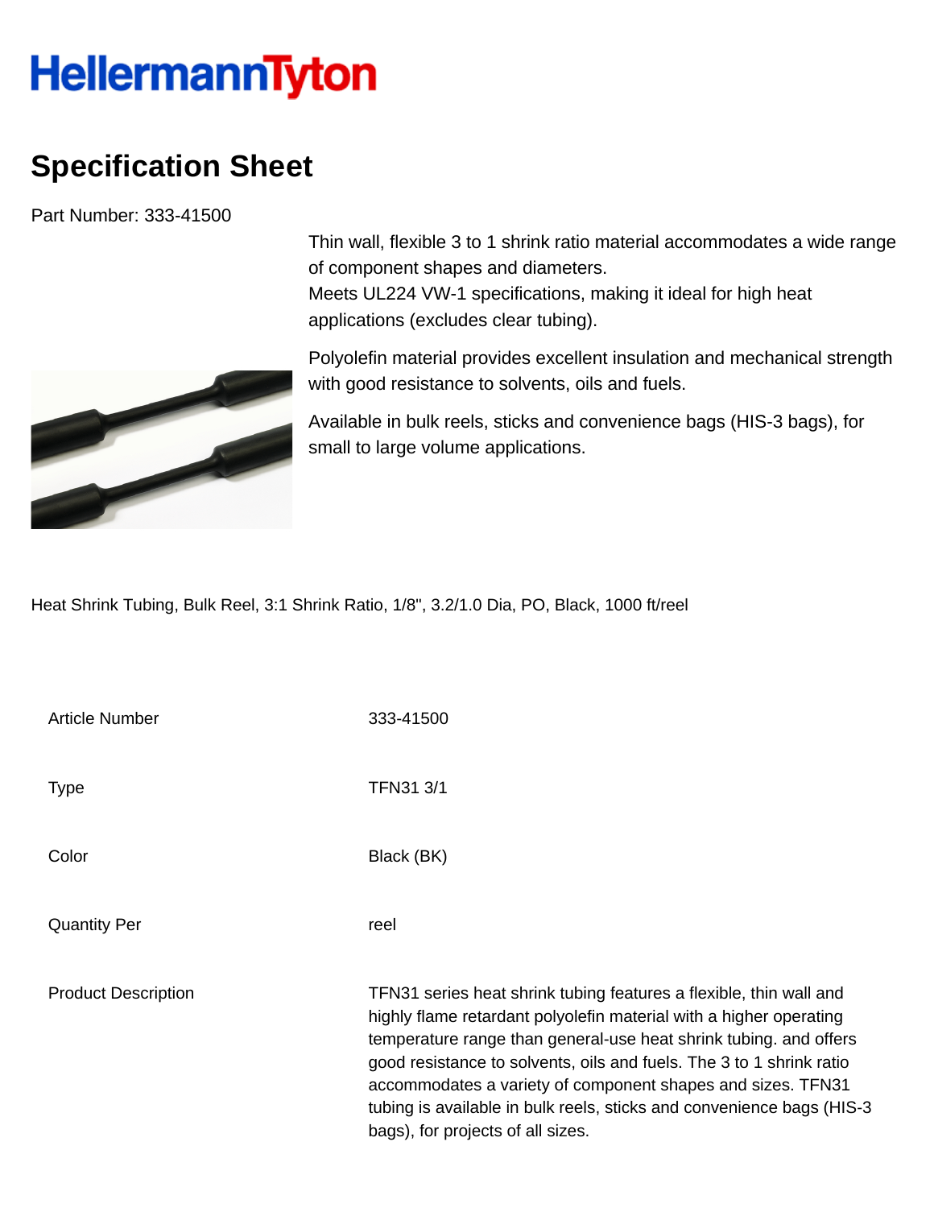HellermannTyton

# Specification Sheet

Part Number: 333-41500

Thin wall, flexible 3 to 1 shrink ratio material accommodates a wide range of component shapes and diameters.
Meets UL224 VW-1 specifications, making it ideal for high heat applications (excludes clear tubing).

Polyolefin material provides excellent insulation and mechanical strength with good resistance to solvents, oils and fuels.

Available in bulk reels, sticks and convenience bags (HIS-3 bags), for small to large volume applications.

Heat Shrink Tubing, Bulk Reel, 3:1 Shrink Ratio, 1/8", 3.2/1.0 Dia, PO, Black, 1000 ft/reel

| | |
|---|---|
| Article Number | 333-41500 |
| Type | TFN31 3/1 |
| Color | Black (BK) |
| Quantity Per | reel |
| Product Description | TFN31 series heat shrink tubing features a flexible, thin wall and highly flame retardant polyolefin material with a higher operating temperature range than general-use heat shrink tubing. and offers good resistance to solvents, oils and fuels. The 3 to 1 shrink ratio accommodates a variety of component shapes and sizes. TFN31 tubing is available in bulk reels, sticks and convenience bags (HIS-3 bags), for projects of all sizes. |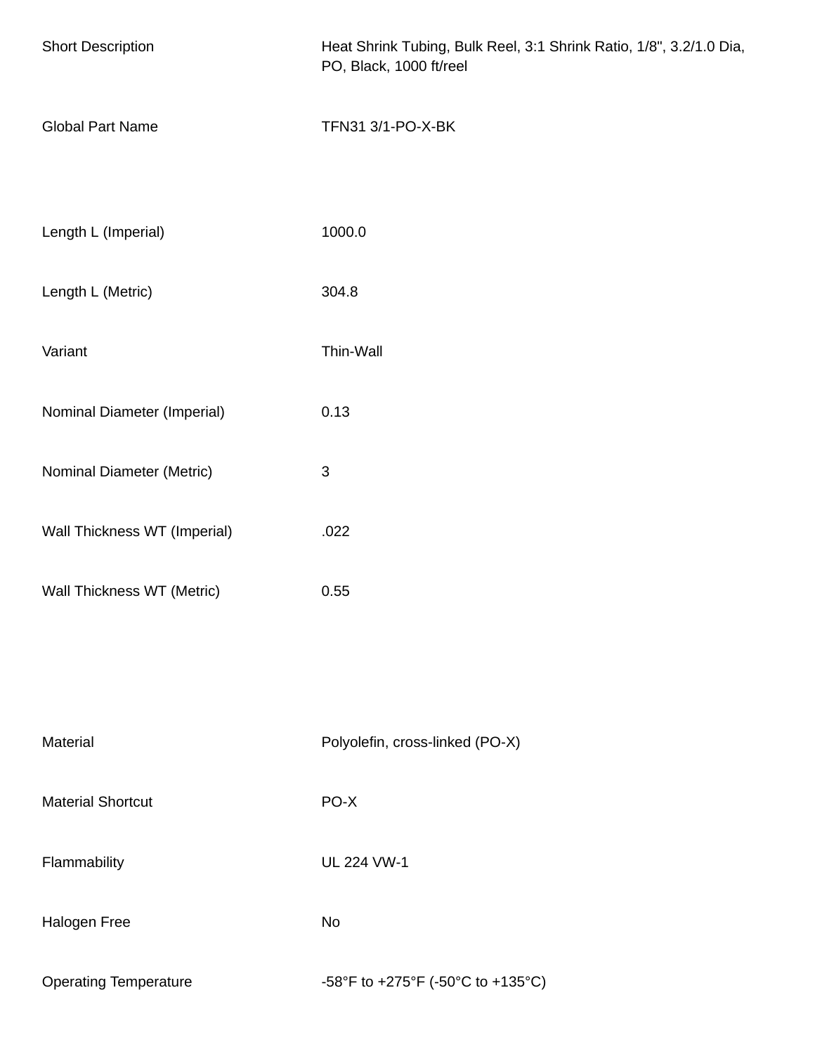| | |
|---|---|
| Short Description | Heat Shrink Tubing, Bulk Reel, 3:1 Shrink Ratio, 1/8", 3.2/1.0 Dia, PO, Black, 1000 ft/reel |
| Global Part Name | TFN31 3/1-PO-X-BK |
| Length L (Imperial) | 1000.0 |
| Length L (Metric) | 304.8 |
| Variant | Thin-Wall |
| Nominal Diameter (Imperial) | 0.13 |
| Nominal Diameter (Metric) | 3 |
| Wall Thickness WT (Imperial) | .022 |
| Wall Thickness WT (Metric) | 0.55 |
| Material | Polyolefin, cross-linked (PO-X) |
| Material Shortcut | PO-X |
| Flammability | UL 224 VW-1 |
| Halogen Free | No |
| Operating Temperature | -58°F to +275°F (-50°C to +135°C) |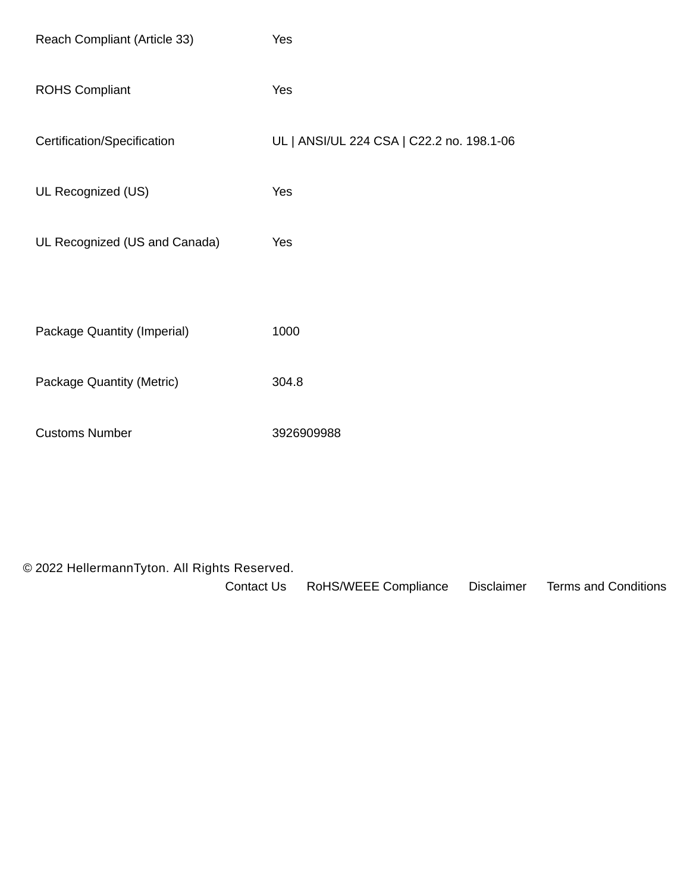| | |
|---|---|
| Reach Compliant (Article 33) | Yes |
| ROHS Compliant | Yes |
| Certification/Specification | UL \| ANSI/UL 224 CSA \| C22.2 no. 198.1-06 |
| UL Recognized (US) | Yes |
| UL Recognized (US and Canada) | Yes |

| | |
|---|---|
| Package Quantity (Imperial) | 1000 |
| Package Quantity (Metric) | 304.8 |
| Customs Number | 3926909988 |

© 2022 HellermannTyton. All Rights Reserved.

Contact Us RoHS/WEEE Compliance Disclaimer Terms and Conditions